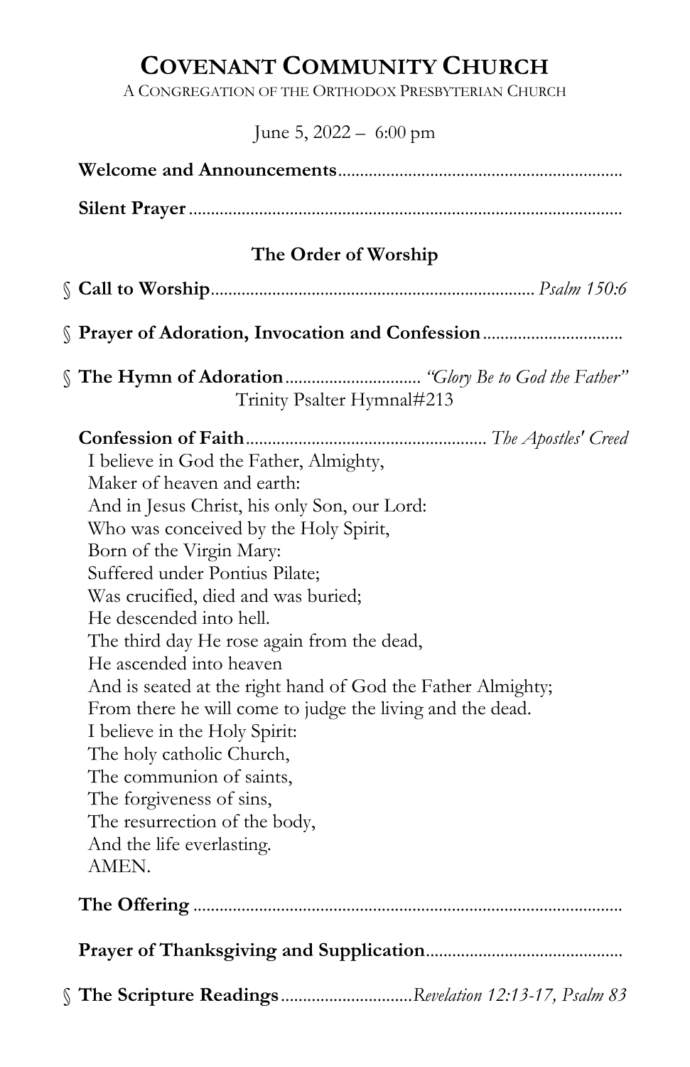# COVENANT COMMUNITY CHURCH

A CONGREGATION OF THE ORTHODOX PRESBYTERIAN CHURCH

June 5, 2022 – 6:00 pm

**Welcome and Announcements**

**Silent Prayer**

## The Order of Worship

§ **Call to Worship** ........ *Psalm 150:6*

§ **Prayer of Adoration, Invocation and Confession**

§ **The Hymn of Adoration** ........ *"Glory Be to God the Father"*
Trinity Psalter Hymnal#213

**Confession of Faith** ........ *The Apostles' Creed*

I believe in God the Father, Almighty,
Maker of heaven and earth:
And in Jesus Christ, his only Son, our Lord:
Who was conceived by the Holy Spirit,
Born of the Virgin Mary:
Suffered under Pontius Pilate;
Was crucified, died and was buried;
He descended into hell.
The third day He rose again from the dead,
He ascended into heaven
And is seated at the right hand of God the Father Almighty;
From there he will come to judge the living and the dead.
I believe in the Holy Spirit:
The holy catholic Church,
The communion of saints,
The forgiveness of sins,
The resurrection of the body,
And the life everlasting.
AMEN.

**The Offering**

**Prayer of Thanksgiving and Supplication**

§ **The Scripture Readings** ........ *Revelation 12:13-17, Psalm 83*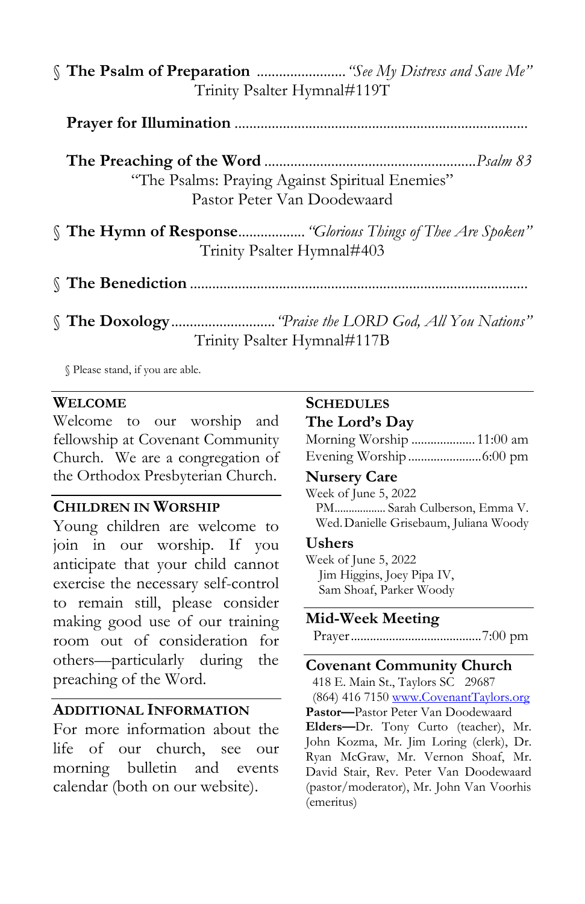§ **The Psalm of Preparation** ........................ *"See My Distress and Save Me"*
Trinity Psalter Hymnal#119T

**Prayer for Illumination** ..............................................................................

**The Preaching of the Word** .........................................................*Psalm 83*
"The Psalms: Praying Against Spiritual Enemies"
Pastor Peter Van Doodewaard

§ **The Hymn of Response**.................. *"Glorious Things of Thee Are Spoken"*
Trinity Psalter Hymnal#403

§ **The Benediction** ..........................................................................................

§ **The Doxology**............................ *"Praise the LORD God, All You Nations"*
Trinity Psalter Hymnal#117B

§ Please stand, if you are able.

## WELCOME

Welcome to our worship and fellowship at Covenant Community Church. We are a congregation of the Orthodox Presbyterian Church.

## CHILDREN IN WORSHIP

Young children are welcome to join in our worship. If you anticipate that your child cannot exercise the necessary self-control to remain still, please consider making good use of our training room out of consideration for others—particularly during the preaching of the Word.

## ADDITIONAL INFORMATION

For more information about the life of our church, see our morning bulletin and events calendar (both on our website).

## SCHEDULES

### The Lord's Day

Morning Worship .................... 11:00 am
Evening Worship ....................... 6:00 pm

### Nursery Care

Week of June 5, 2022
PM................. Sarah Culberson, Emma V.
Wed. Danielle Grisebaum, Juliana Woody

### Ushers

Week of June 5, 2022
Jim Higgins, Joey Pipa IV,
Sam Shoaf, Parker Woody

### Mid-Week Meeting

Prayer......................................... 7:00 pm

### Covenant Community Church

418 E. Main St., Taylors SC 29687
(864) 416 7150 www.CovenantTaylors.org

**Pastor—**Pastor Peter Van Doodewaard

**Elders—**Dr. Tony Curto (teacher), Mr. John Kozma, Mr. Jim Loring (clerk), Dr. Ryan McGraw, Mr. Vernon Shoaf, Mr. David Stair, Rev. Peter Van Doodewaard (pastor/moderator), Mr. John Van Voorhis (emeritus)